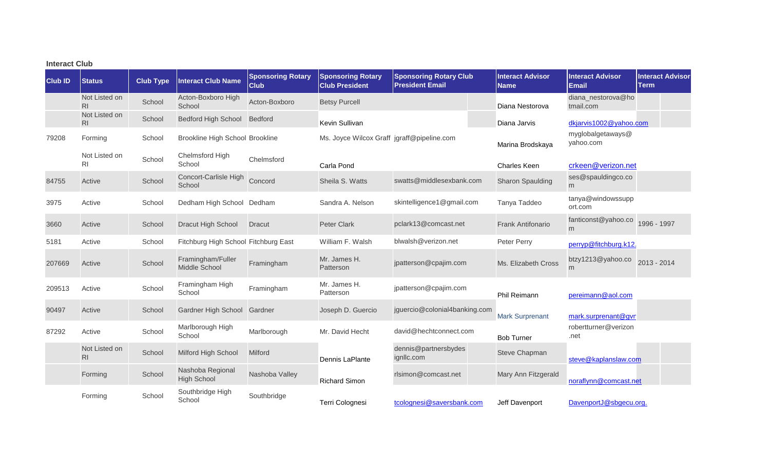**Interact Club**

| Club ID | Status | Club Type | Interact Club Name | Sponsoring Rotary Club | Sponsoring Rotary Club President | Sponsoring Rotary Club President Email | Interact Advisor Name | Interact Advisor Email | Interact Advisor Term |
|---|---|---|---|---|---|---|---|---|---|
| | Not Listed on RI | School | Acton-Boxboro High School | Acton-Boxboro | Betsy Purcell | | Diana Nestorova | diana_nestorova@hotmail.com | |
| | Not Listed on RI | School | Bedford High School | Bedford | Kevin Sullivan | | Diana Jarvis | dkjarvis1002@yahoo.com | |
| 79208 | Forming | School | Brookline High School | Brookline | Ms. Joyce Wilcox Graff | jgraff@pipeline.com | Marina Brodskaya | myglobalgetaways@yahoo.com | |
| | Not Listed on RI | School | Chelmsford High School | Chelmsford | Carla Pond | | Charles Keen | crkeen@verizon.net | |
| 84755 | Active | School | Concort-Carlisle High School | Concord | Sheila S. Watts | swatts@middlesexbank.com | Sharon Spaulding | ses@spauldingco.com | |
| 3975 | Active | School | Dedham High School | Dedham | Sandra A. Nelson | skintelligence1@gmail.com | Tanya Taddeo | tanya@windowssupport.com | |
| 3660 | Active | School | Dracut High School | Dracut | Peter Clark | pclark13@comcast.net | Frank Antifonario | fanticonst@yahoo.com | 1996 - 1997 |
| 5181 | Active | School | Fitchburg High School | Fitchburg East | William F. Walsh | blwalsh@verizon.net | Peter Perry | perryp@fitchburg.k12. | |
| 207669 | Active | School | Framingham/Fuller Middle School | Framingham | Mr. James H. Patterson | jpatterson@cpajim.com | Ms. Elizabeth Cross | btzy1213@yahoo.com | 2013 - 2014 |
| 209513 | Active | School | Framingham High School | Framingham | Mr. James H. Patterson | jpatterson@cpajim.com | Phil Reimann | pereimann@aol.com | |
| 90497 | Active | School | Gardner High School | Gardner | Joseph D. Guercio | jguercio@colonial4banking.com | Mark Surprenant | mark.surprenant@gvr | |
| 87292 | Active | School | Marlborough High School | Marlborough | Mr. David Hecht | david@hechtconnect.com | Bob Turner | robertturner@verizon.net | |
| | Not Listed on RI | School | Milford High School | Milford | Dennis LaPlante | dennis@partnersbydesignllc.com | Steve Chapman | steve@kaplanslaw.com | |
| | Forming | School | Nashoba Regional High School | Nashoba Valley | Richard Simon | rlsimon@comcast.net | Mary Ann Fitzgerald | noraflynn@comcast.net | |
| | Forming | School | Southbridge High School | Southbridge | Terri Colognesi | tcolognesi@saversbank.com | Jeff Davenport | DavenportJ@sbgecu.org. | |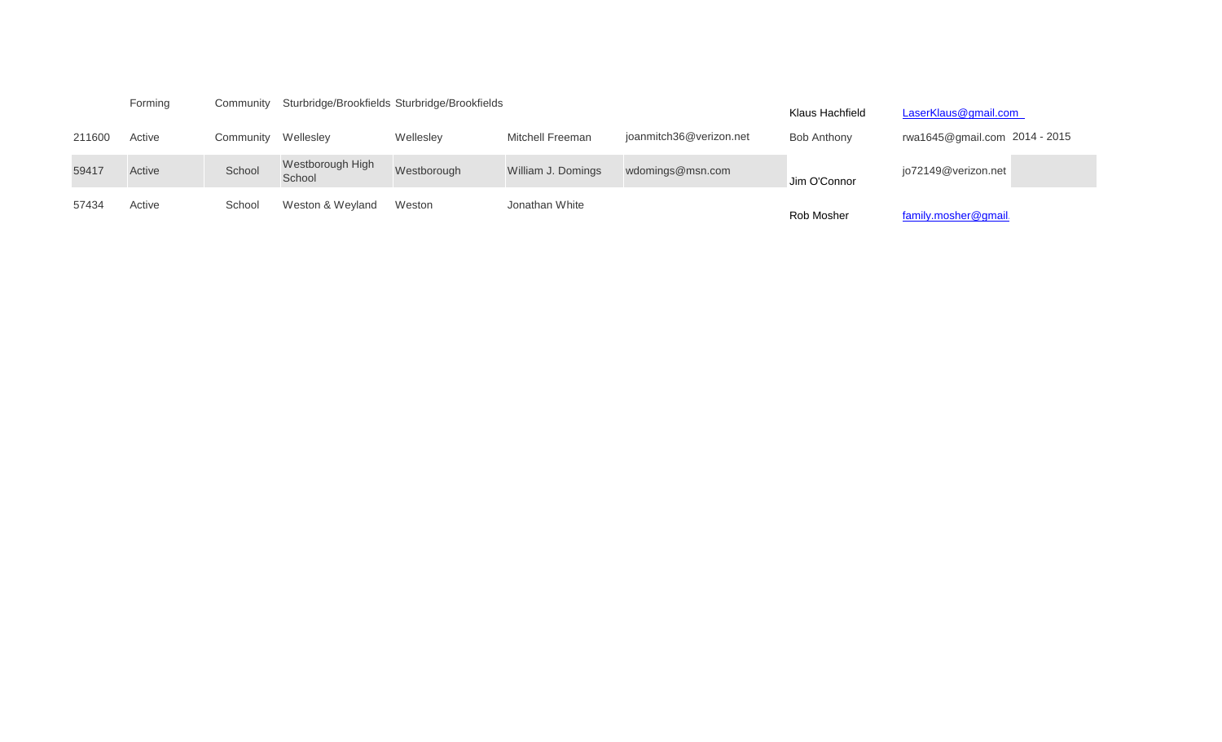|  |  |  |  |  |  |  |  |  |  |
|---|---|---|---|---|---|---|---|---|---|
|  | Forming | Community | Sturbridge/Brookfields | Sturbridge/Brookfields |  |  | Klaus Hachfield | LaserKlaus@gmail.com |  |
| 211600 | Active | Community | Wellesley | Wellesley | Mitchell Freeman | joanmitch36@verizon.net | Bob Anthony | rwa1645@gmail.com | 2014 - 2015 |
| 59417 | Active | School | Westborough High School | Westborough | William J. Domings | wdomings@msn.com | Jim O'Connor | jo72149@verizon.net |  |
| 57434 | Active | School | Weston & Weyland | Weston | Jonathan White |  | Rob Mosher | family.mosher@gmail |  |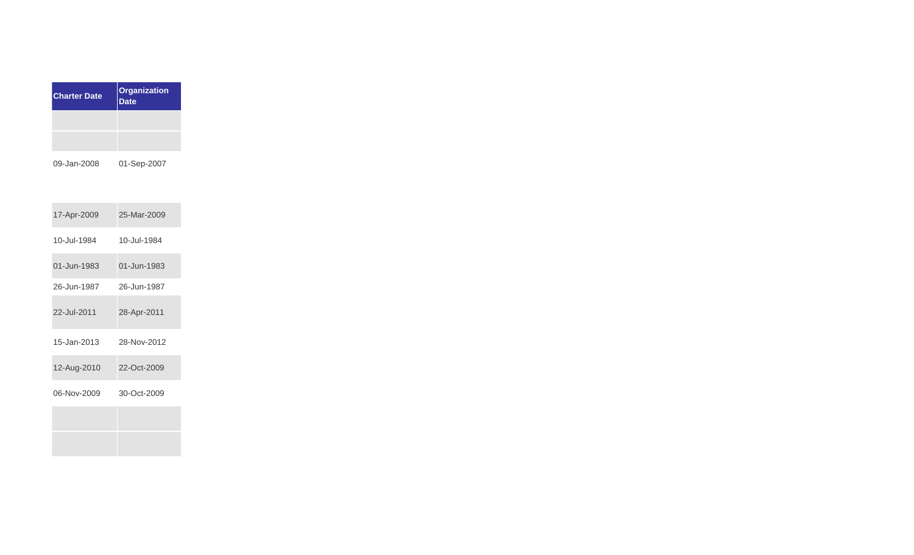| Charter Date | Organization Date |
|---|---|
| | |
| | |
| 09-Jan-2008 | 01-Sep-2007 |
| 17-Apr-2009 | 25-Mar-2009 |
| 10-Jul-1984 | 10-Jul-1984 |
| 01-Jun-1983 | 01-Jun-1983 |
| 26-Jun-1987 | 26-Jun-1987 |
| 22-Jul-2011 | 28-Apr-2011 |
| 15-Jan-2013 | 28-Nov-2012 |
| 12-Aug-2010 | 22-Oct-2009 |
| 06-Nov-2009 | 30-Oct-2009 |
| | |
| | |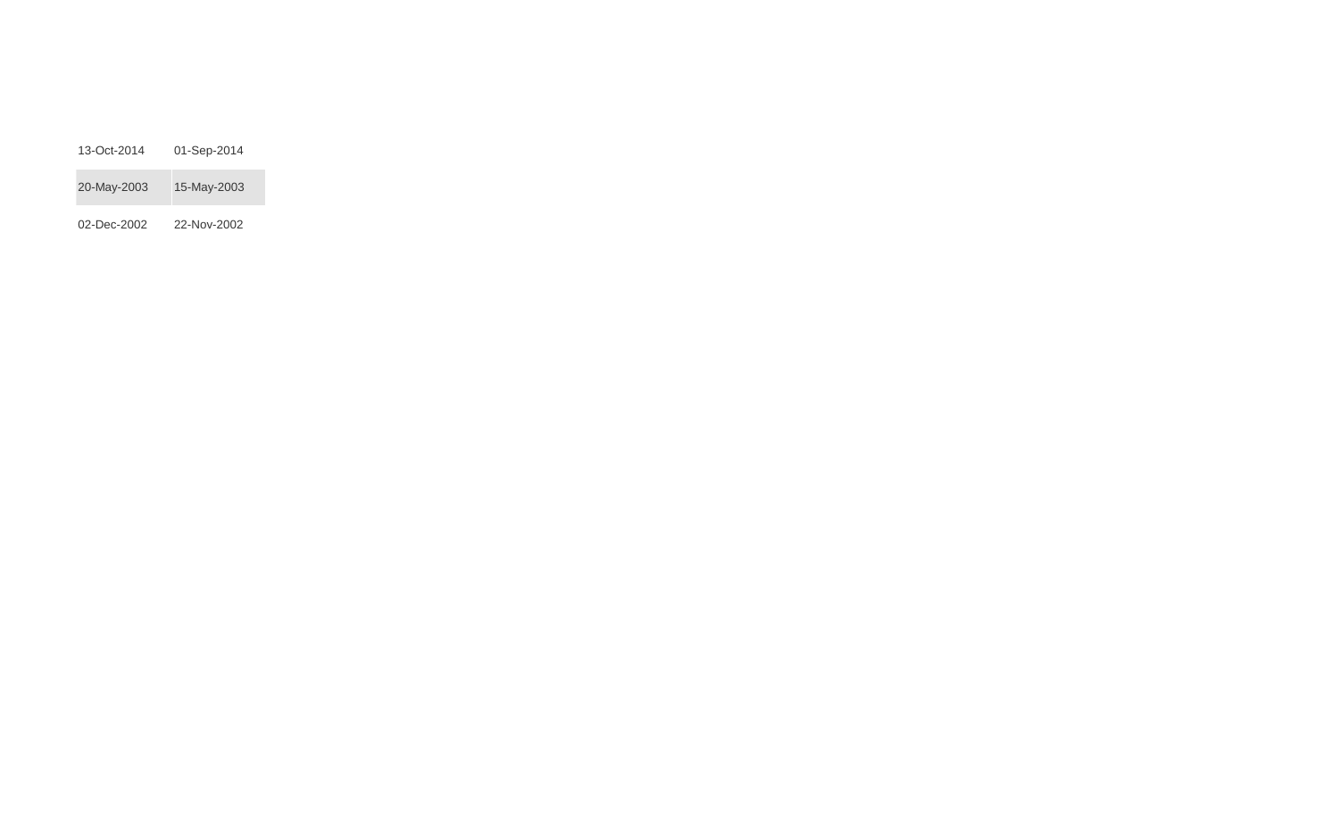| | |
|---|---|
| 13-Oct-2014 | 01-Sep-2014 |
| 20-May-2003 | 15-May-2003 |
| 02-Dec-2002 | 22-Nov-2002 |